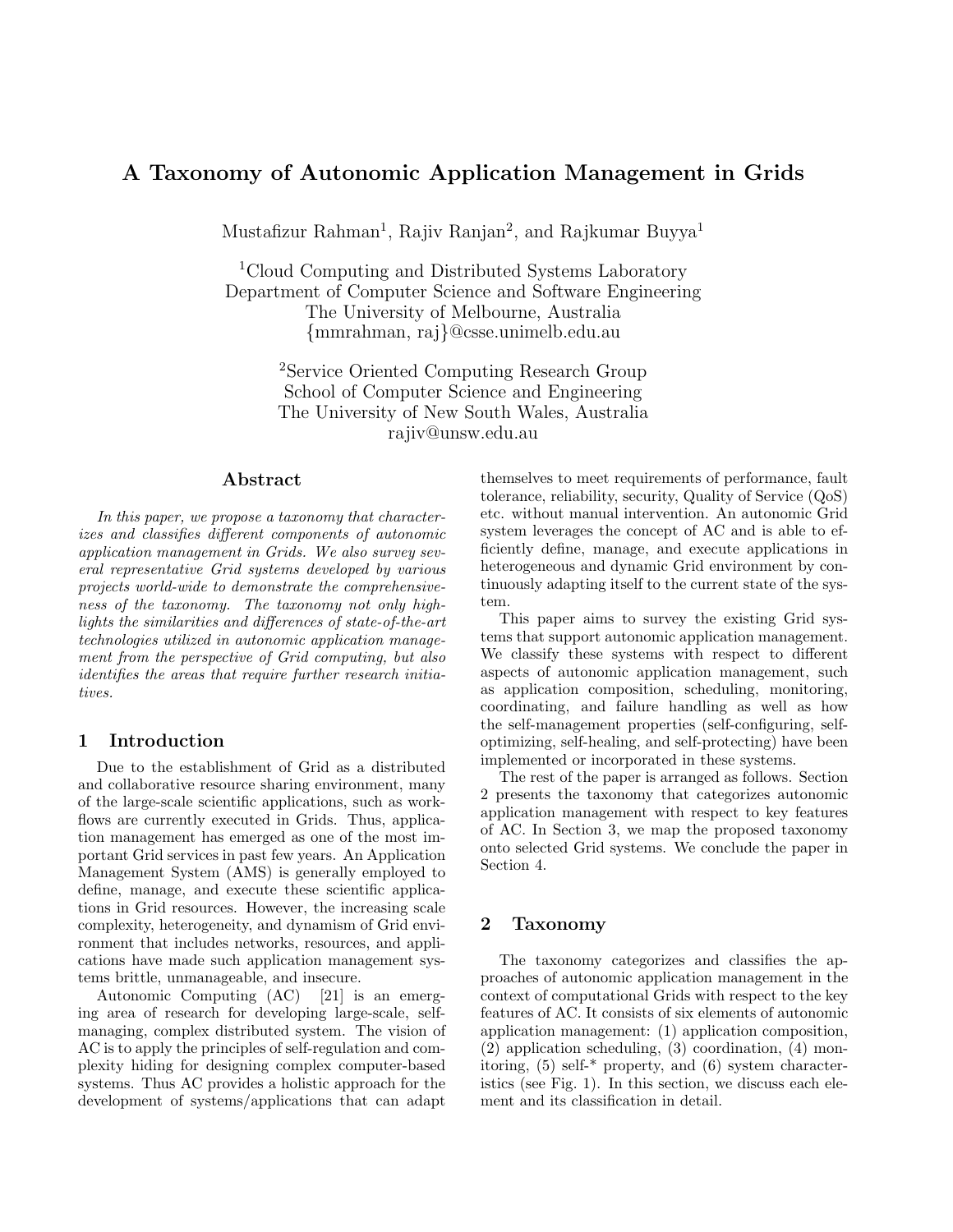# A Taxonomy of Autonomic Application Management in Grids

Mustafizur Rahman[1], Rajiv Ranjan[2], and Rajkumar Buyya[1]

[1]Cloud Computing and Distributed Systems Laboratory
Department of Computer Science and Software Engineering
The University of Melbourne, Australia
{mmrahman, raj}@csse.unimelb.edu.au

[2]Service Oriented Computing Research Group
School of Computer Science and Engineering
The University of New South Wales, Australia
rajiv@unsw.edu.au

## Abstract

*In this paper, we propose a taxonomy that characterizes and classifies different components of autonomic application management in Grids. We also survey several representative Grid systems developed by various projects world-wide to demonstrate the comprehensiveness of the taxonomy. The taxonomy not only highlights the similarities and differences of state-of-the-art technologies utilized in autonomic application management from the perspective of Grid computing, but also identifies the areas that require further research initiatives.*

## 1 Introduction

Due to the establishment of Grid as a distributed and collaborative resource sharing environment, many of the large-scale scientific applications, such as workflows are currently executed in Grids. Thus, application management has emerged as one of the most important Grid services in past few years. An Application Management System (AMS) is generally employed to define, manage, and execute these scientific applications in Grid resources. However, the increasing scale complexity, heterogeneity, and dynamism of Grid environment that includes networks, resources, and applications have made such application management systems brittle, unmanageable, and insecure.

Autonomic Computing (AC) [21] is an emerging area of research for developing large-scale, self-managing, complex distributed system. The vision of AC is to apply the principles of self-regulation and complexity hiding for designing complex computer-based systems. Thus AC provides a holistic approach for the development of systems/applications that can adapt themselves to meet requirements of performance, fault tolerance, reliability, security, Quality of Service (QoS) etc. without manual intervention. An autonomic Grid system leverages the concept of AC and is able to efficiently define, manage, and execute applications in heterogeneous and dynamic Grid environment by continuously adapting itself to the current state of the system.

This paper aims to survey the existing Grid systems that support autonomic application management. We classify these systems with respect to different aspects of autonomic application management, such as application composition, scheduling, monitoring, coordinating, and failure handling as well as how the self-management properties (self-configuring, self-optimizing, self-healing, and self-protecting) have been implemented or incorporated in these systems.

The rest of the paper is arranged as follows. Section 2 presents the taxonomy that categorizes autonomic application management with respect to key features of AC. In Section 3, we map the proposed taxonomy onto selected Grid systems. We conclude the paper in Section 4.

## 2 Taxonomy

The taxonomy categorizes and classifies the approaches of autonomic application management in the context of computational Grids with respect to the key features of AC. It consists of six elements of autonomic application management: (1) application composition, (2) application scheduling, (3) coordination, (4) monitoring, (5) self-* property, and (6) system characteristics (see Fig. 1). In this section, we discuss each element and its classification in detail.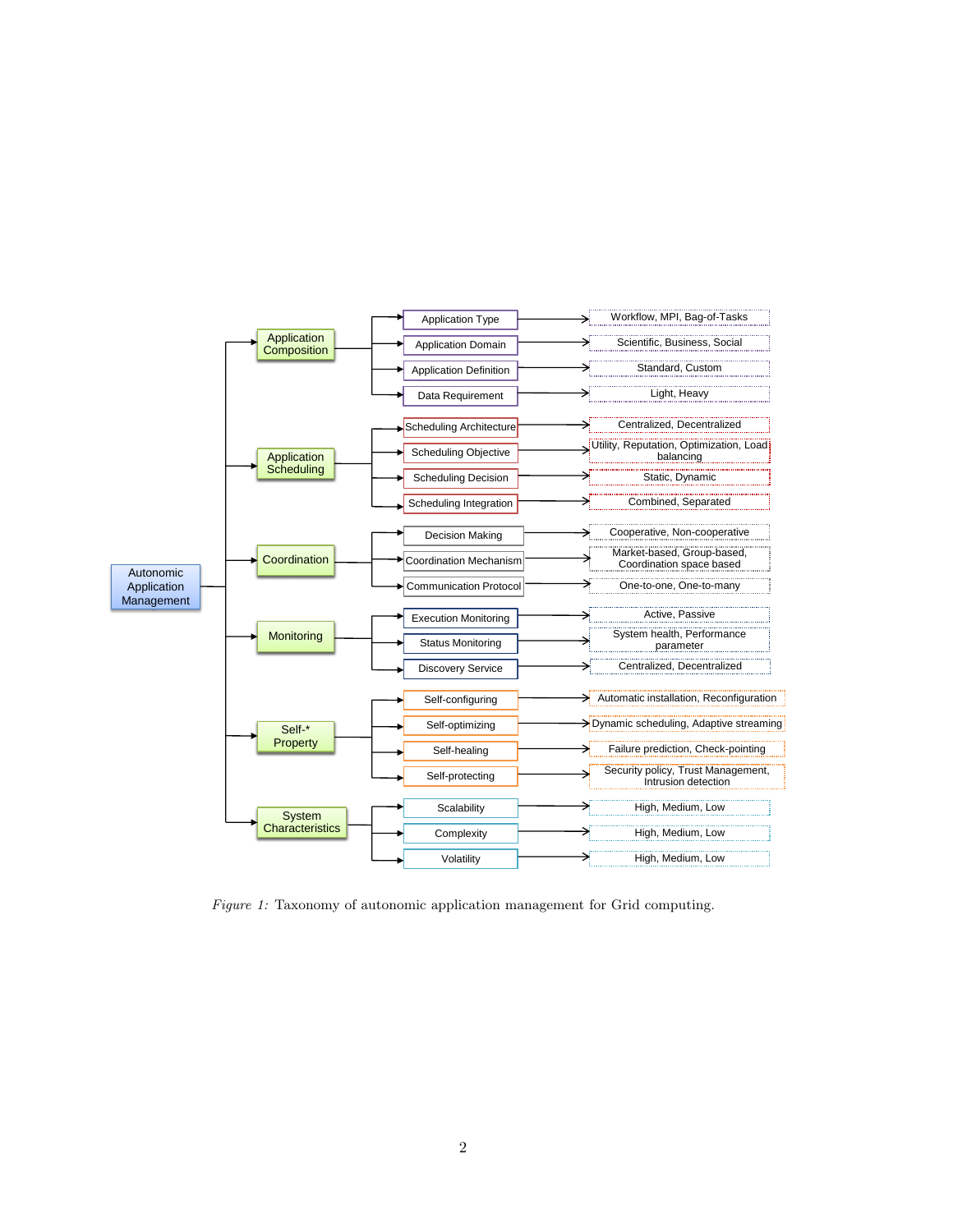- Autonomic Application Management
  - Application Composition
    - Application Type → Workflow, MPI, Bag-of-Tasks
    - Application Domain → Scientific, Business, Social
    - Application Definition → Standard, Custom
    - Data Requirement → Light, Heavy
  - Application Scheduling
    - Scheduling Architecture → Centralized, Decentralized
    - Scheduling Objective → Utility, Reputation, Optimization, Load balancing
    - Scheduling Decision → Static, Dynamic
    - Scheduling Integration → Combined, Separated
  - Coordination
    - Decision Making → Cooperative, Non-cooperative
    - Coordination Mechanism → Market-based, Group-based, Coordination space based
    - Communication Protocol → One-to-one, One-to-many
  - Monitoring
    - Execution Monitoring → Active, Passive
    - Status Monitoring → System health, Performance parameter
    - Discovery Service → Centralized, Decentralized
  - Self-* Property
    - Self-configuring → Automatic installation, Reconfiguration
    - Self-optimizing → Dynamic scheduling, Adaptive streaming
    - Self-healing → Failure prediction, Check-pointing
    - Self-protecting → Security policy, Trust Management, Intrusion detection
  - System Characteristics
    - Scalability → High, Medium, Low
    - Complexity → High, Medium, Low
    - Volatility → High, Medium, Low

*Figure 1:* Taxonomy of autonomic application management for Grid computing.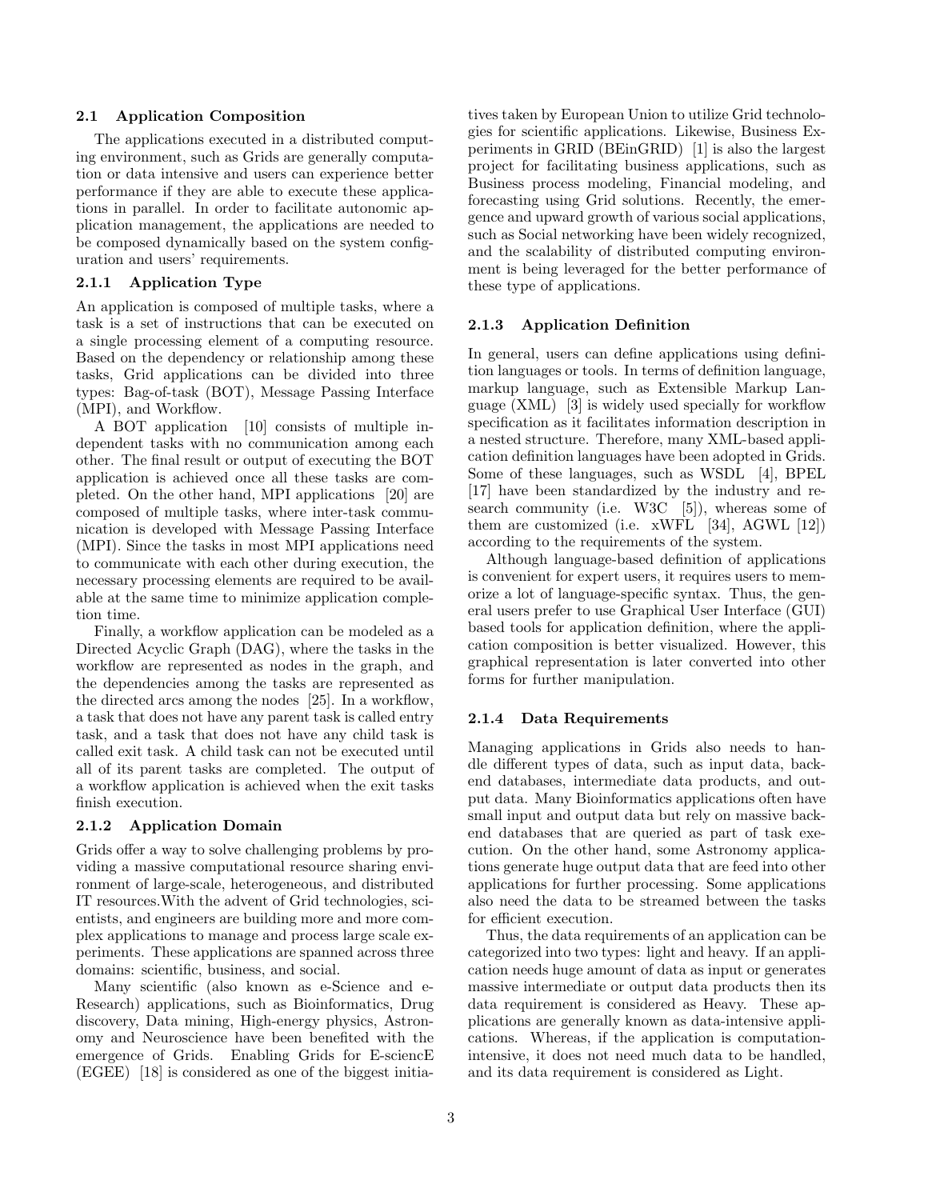### 2.1 Application Composition

The applications executed in a distributed computing environment, such as Grids are generally computation or data intensive and users can experience better performance if they are able to execute these applications in parallel. In order to facilitate autonomic application management, the applications are needed to be composed dynamically based on the system configuration and users' requirements.

#### 2.1.1 Application Type

An application is composed of multiple tasks, where a task is a set of instructions that can be executed on a single processing element of a computing resource. Based on the dependency or relationship among these tasks, Grid applications can be divided into three types: Bag-of-task (BOT), Message Passing Interface (MPI), and Workflow.

A BOT application [10] consists of multiple independent tasks with no communication among each other. The final result or output of executing the BOT application is achieved once all these tasks are completed. On the other hand, MPI applications [20] are composed of multiple tasks, where inter-task communication is developed with Message Passing Interface (MPI). Since the tasks in most MPI applications need to communicate with each other during execution, the necessary processing elements are required to be available at the same time to minimize application completion time.

Finally, a workflow application can be modeled as a Directed Acyclic Graph (DAG), where the tasks in the workflow are represented as nodes in the graph, and the dependencies among the tasks are represented as the directed arcs among the nodes [25]. In a workflow, a task that does not have any parent task is called entry task, and a task that does not have any child task is called exit task. A child task can not be executed until all of its parent tasks are completed. The output of a workflow application is achieved when the exit tasks finish execution.

#### 2.1.2 Application Domain

Grids offer a way to solve challenging problems by providing a massive computational resource sharing environment of large-scale, heterogeneous, and distributed IT resources.With the advent of Grid technologies, scientists, and engineers are building more and more complex applications to manage and process large scale experiments. These applications are spanned across three domains: scientific, business, and social.

Many scientific (also known as e-Science and e-Research) applications, such as Bioinformatics, Drug discovery, Data mining, High-energy physics, Astronomy and Neuroscience have been benefited with the emergence of Grids. Enabling Grids for E-sciencE (EGEE) [18] is considered as one of the biggest initiatives taken by European Union to utilize Grid technologies for scientific applications. Likewise, Business Experiments in GRID (BEinGRID) [1] is also the largest project for facilitating business applications, such as Business process modeling, Financial modeling, and forecasting using Grid solutions. Recently, the emergence and upward growth of various social applications, such as Social networking have been widely recognized, and the scalability of distributed computing environment is being leveraged for the better performance of these type of applications.

#### 2.1.3 Application Definition

In general, users can define applications using definition languages or tools. In terms of definition language, markup language, such as Extensible Markup Language (XML) [3] is widely used specially for workflow specification as it facilitates information description in a nested structure. Therefore, many XML-based application definition languages have been adopted in Grids. Some of these languages, such as WSDL [4], BPEL [17] have been standardized by the industry and research community (i.e. W3C [5]), whereas some of them are customized (i.e. xWFL [34], AGWL [12]) according to the requirements of the system.

Although language-based definition of applications is convenient for expert users, it requires users to memorize a lot of language-specific syntax. Thus, the general users prefer to use Graphical User Interface (GUI) based tools for application definition, where the application composition is better visualized. However, this graphical representation is later converted into other forms for further manipulation.

#### 2.1.4 Data Requirements

Managing applications in Grids also needs to handle different types of data, such as input data, backend databases, intermediate data products, and output data. Many Bioinformatics applications often have small input and output data but rely on massive backend databases that are queried as part of task execution. On the other hand, some Astronomy applications generate huge output data that are feed into other applications for further processing. Some applications also need the data to be streamed between the tasks for efficient execution.

Thus, the data requirements of an application can be categorized into two types: light and heavy. If an application needs huge amount of data as input or generates massive intermediate or output data products then its data requirement is considered as Heavy. These applications are generally known as data-intensive applications. Whereas, if the application is computation-intensive, it does not need much data to be handled, and its data requirement is considered as Light.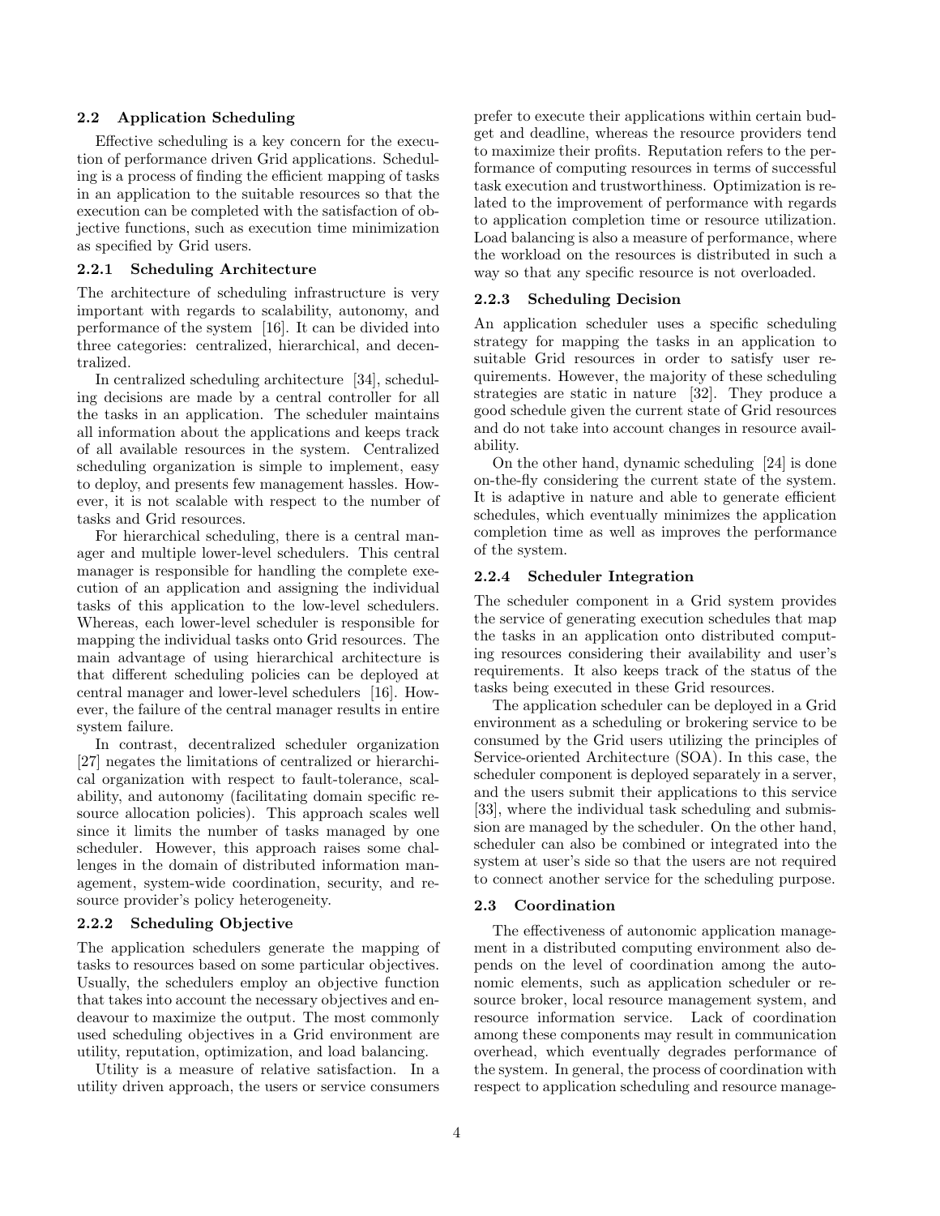## 2.2 Application Scheduling

Effective scheduling is a key concern for the execution of performance driven Grid applications. Scheduling is a process of finding the efficient mapping of tasks in an application to the suitable resources so that the execution can be completed with the satisfaction of objective functions, such as execution time minimization as specified by Grid users.

### 2.2.1 Scheduling Architecture

The architecture of scheduling infrastructure is very important with regards to scalability, autonomy, and performance of the system [16]. It can be divided into three categories: centralized, hierarchical, and decentralized.

In centralized scheduling architecture [34], scheduling decisions are made by a central controller for all the tasks in an application. The scheduler maintains all information about the applications and keeps track of all available resources in the system. Centralized scheduling organization is simple to implement, easy to deploy, and presents few management hassles. However, it is not scalable with respect to the number of tasks and Grid resources.

For hierarchical scheduling, there is a central manager and multiple lower-level schedulers. This central manager is responsible for handling the complete execution of an application and assigning the individual tasks of this application to the low-level schedulers. Whereas, each lower-level scheduler is responsible for mapping the individual tasks onto Grid resources. The main advantage of using hierarchical architecture is that different scheduling policies can be deployed at central manager and lower-level schedulers [16]. However, the failure of the central manager results in entire system failure.

In contrast, decentralized scheduler organization [27] negates the limitations of centralized or hierarchical organization with respect to fault-tolerance, scalability, and autonomy (facilitating domain specific resource allocation policies). This approach scales well since it limits the number of tasks managed by one scheduler. However, this approach raises some challenges in the domain of distributed information management, system-wide coordination, security, and resource provider's policy heterogeneity.

### 2.2.2 Scheduling Objective

The application schedulers generate the mapping of tasks to resources based on some particular objectives. Usually, the schedulers employ an objective function that takes into account the necessary objectives and endeavour to maximize the output. The most commonly used scheduling objectives in a Grid environment are utility, reputation, optimization, and load balancing.

Utility is a measure of relative satisfaction. In a utility driven approach, the users or service consumers prefer to execute their applications within certain budget and deadline, whereas the resource providers tend to maximize their profits. Reputation refers to the performance of computing resources in terms of successful task execution and trustworthiness. Optimization is related to the improvement of performance with regards to application completion time or resource utilization. Load balancing is also a measure of performance, where the workload on the resources is distributed in such a way so that any specific resource is not overloaded.

### 2.2.3 Scheduling Decision

An application scheduler uses a specific scheduling strategy for mapping the tasks in an application to suitable Grid resources in order to satisfy user requirements. However, the majority of these scheduling strategies are static in nature [32]. They produce a good schedule given the current state of Grid resources and do not take into account changes in resource availability.

On the other hand, dynamic scheduling [24] is done on-the-fly considering the current state of the system. It is adaptive in nature and able to generate efficient schedules, which eventually minimizes the application completion time as well as improves the performance of the system.

### 2.2.4 Scheduler Integration

The scheduler component in a Grid system provides the service of generating execution schedules that map the tasks in an application onto distributed computing resources considering their availability and user's requirements. It also keeps track of the status of the tasks being executed in these Grid resources.

The application scheduler can be deployed in a Grid environment as a scheduling or brokering service to be consumed by the Grid users utilizing the principles of Service-oriented Architecture (SOA). In this case, the scheduler component is deployed separately in a server, and the users submit their applications to this service [33], where the individual task scheduling and submission are managed by the scheduler. On the other hand, scheduler can also be combined or integrated into the system at user's side so that the users are not required to connect another service for the scheduling purpose.

## 2.3 Coordination

The effectiveness of autonomic application management in a distributed computing environment also depends on the level of coordination among the autonomic elements, such as application scheduler or resource broker, local resource management system, and resource information service. Lack of coordination among these components may result in communication overhead, which eventually degrades performance of the system. In general, the process of coordination with respect to application scheduling and resource manage-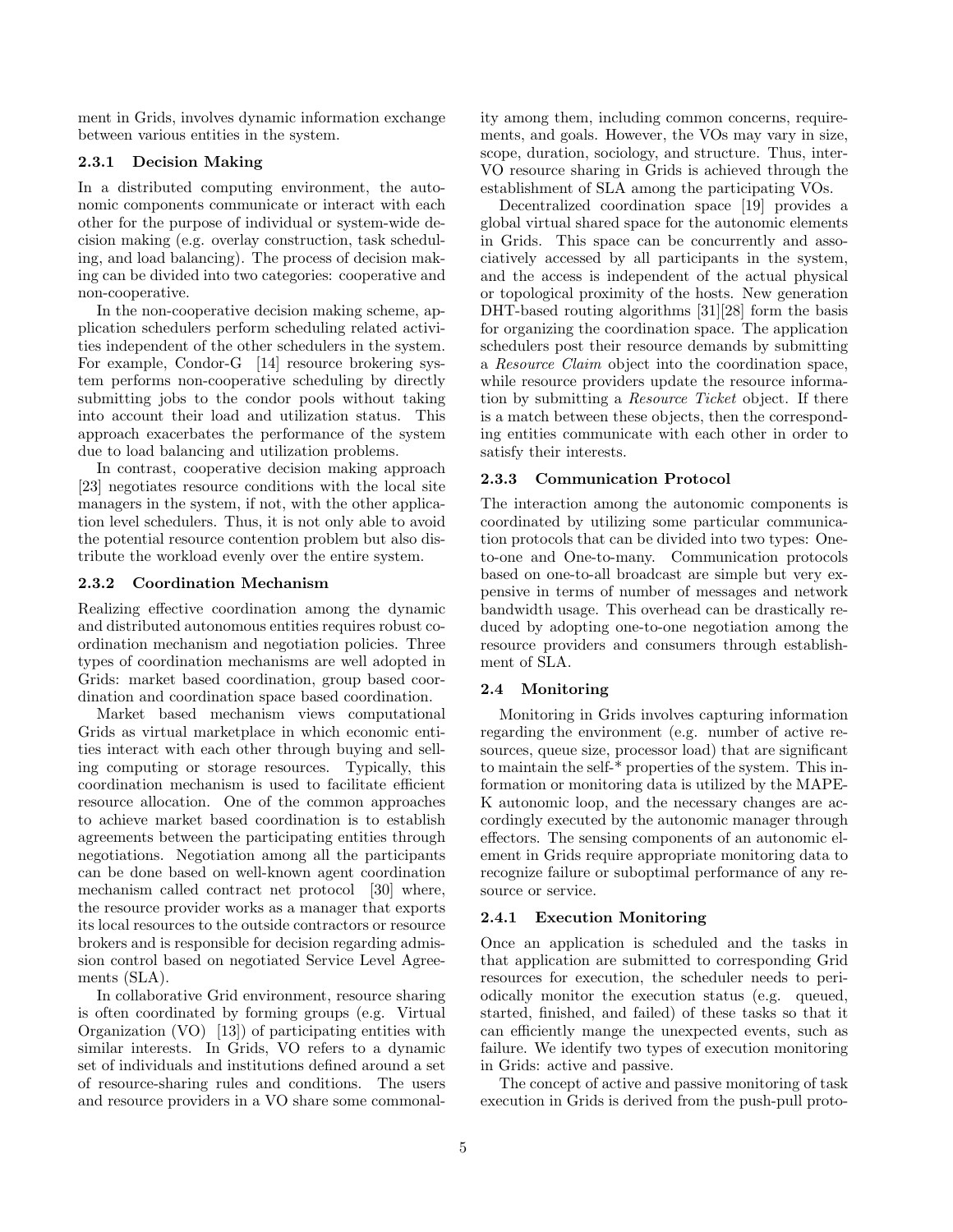ment in Grids, involves dynamic information exchange between various entities in the system.

### 2.3.1 Decision Making

In a distributed computing environment, the autonomic components communicate or interact with each other for the purpose of individual or system-wide decision making (e.g. overlay construction, task scheduling, and load balancing). The process of decision making can be divided into two categories: cooperative and non-cooperative.

In the non-cooperative decision making scheme, application schedulers perform scheduling related activities independent of the other schedulers in the system. For example, Condor-G [14] resource brokering system performs non-cooperative scheduling by directly submitting jobs to the condor pools without taking into account their load and utilization status. This approach exacerbates the performance of the system due to load balancing and utilization problems.

In contrast, cooperative decision making approach [23] negotiates resource conditions with the local site managers in the system, if not, with the other application level schedulers. Thus, it is not only able to avoid the potential resource contention problem but also distribute the workload evenly over the entire system.

### 2.3.2 Coordination Mechanism

Realizing effective coordination among the dynamic and distributed autonomous entities requires robust coordination mechanism and negotiation policies. Three types of coordination mechanisms are well adopted in Grids: market based coordination, group based coordination and coordination space based coordination.

Market based mechanism views computational Grids as virtual marketplace in which economic entities interact with each other through buying and selling computing or storage resources. Typically, this coordination mechanism is used to facilitate efficient resource allocation. One of the common approaches to achieve market based coordination is to establish agreements between the participating entities through negotiations. Negotiation among all the participants can be done based on well-known agent coordination mechanism called contract net protocol [30] where, the resource provider works as a manager that exports its local resources to the outside contractors or resource brokers and is responsible for decision regarding admission control based on negotiated Service Level Agreements (SLA).

In collaborative Grid environment, resource sharing is often coordinated by forming groups (e.g. Virtual Organization (VO) [13]) of participating entities with similar interests. In Grids, VO refers to a dynamic set of individuals and institutions defined around a set of resource-sharing rules and conditions. The users and resource providers in a VO share some commonality among them, including common concerns, requirements, and goals. However, the VOs may vary in size, scope, duration, sociology, and structure. Thus, inter-VO resource sharing in Grids is achieved through the establishment of SLA among the participating VOs.

Decentralized coordination space [19] provides a global virtual shared space for the autonomic elements in Grids. This space can be concurrently and associatively accessed by all participants in the system, and the access is independent of the actual physical or topological proximity of the hosts. New generation DHT-based routing algorithms [31][28] form the basis for organizing the coordination space. The application schedulers post their resource demands by submitting a *Resource Claim* object into the coordination space, while resource providers update the resource information by submitting a *Resource Ticket* object. If there is a match between these objects, then the corresponding entities communicate with each other in order to satisfy their interests.

### 2.3.3 Communication Protocol

The interaction among the autonomic components is coordinated by utilizing some particular communication protocols that can be divided into two types: One-to-one and One-to-many. Communication protocols based on one-to-all broadcast are simple but very expensive in terms of number of messages and network bandwidth usage. This overhead can be drastically reduced by adopting one-to-one negotiation among the resource providers and consumers through establishment of SLA.

## 2.4 Monitoring

Monitoring in Grids involves capturing information regarding the environment (e.g. number of active resources, queue size, processor load) that are significant to maintain the self-* properties of the system. This information or monitoring data is utilized by the MAPE-K autonomic loop, and the necessary changes are accordingly executed by the autonomic manager through effectors. The sensing components of an autonomic element in Grids require appropriate monitoring data to recognize failure or suboptimal performance of any resource or service.

### 2.4.1 Execution Monitoring

Once an application is scheduled and the tasks in that application are submitted to corresponding Grid resources for execution, the scheduler needs to periodically monitor the execution status (e.g. queued, started, finished, and failed) of these tasks so that it can efficiently mange the unexpected events, such as failure. We identify two types of execution monitoring in Grids: active and passive.

The concept of active and passive monitoring of task execution in Grids is derived from the push-pull proto-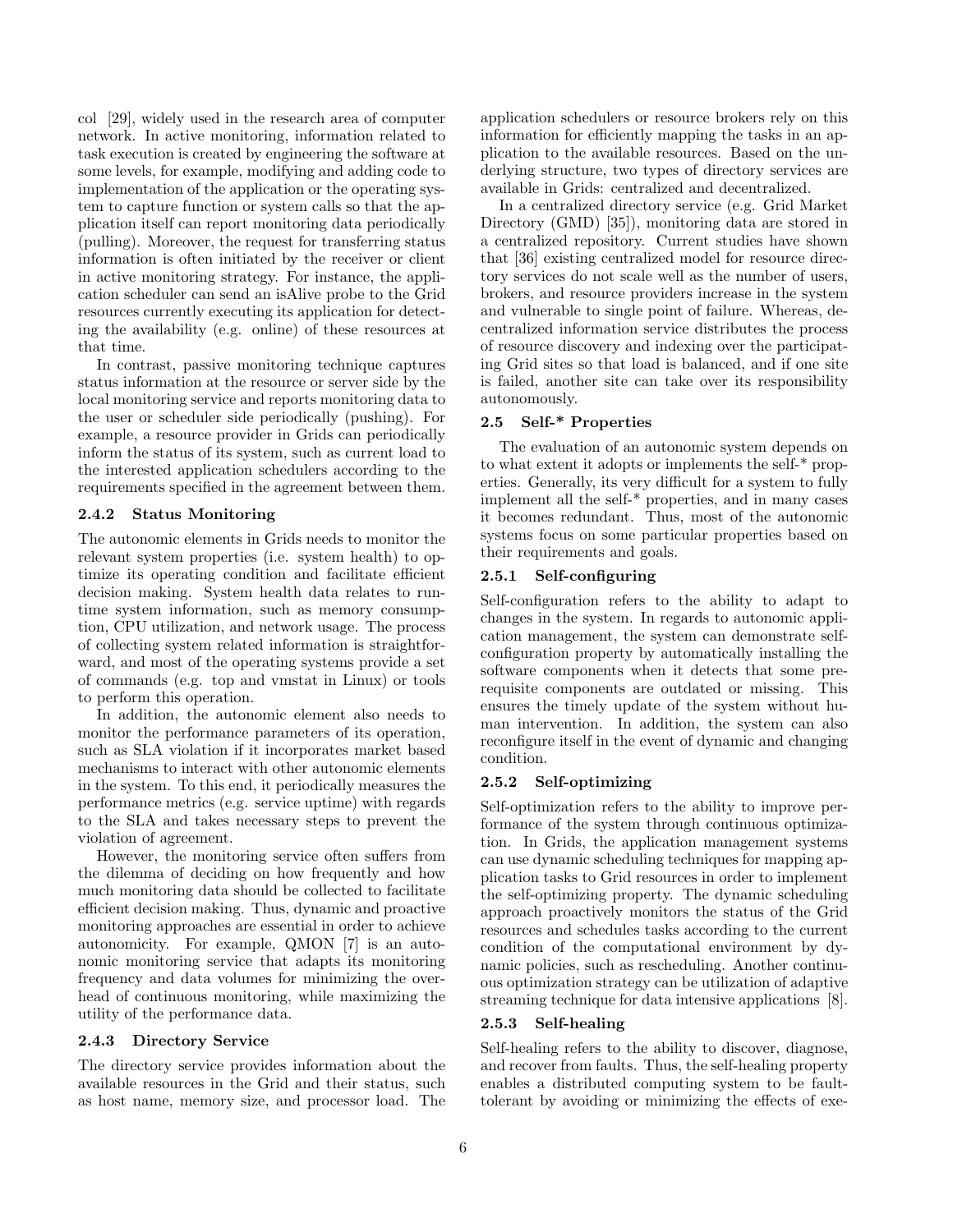col [29], widely used in the research area of computer network. In active monitoring, information related to task execution is created by engineering the software at some levels, for example, modifying and adding code to implementation of the application or the operating system to capture function or system calls so that the application itself can report monitoring data periodically (pulling). Moreover, the request for transferring status information is often initiated by the receiver or client in active monitoring strategy. For instance, the application scheduler can send an isAlive probe to the Grid resources currently executing its application for detecting the availability (e.g. online) of these resources at that time.

In contrast, passive monitoring technique captures status information at the resource or server side by the local monitoring service and reports monitoring data to the user or scheduler side periodically (pushing). For example, a resource provider in Grids can periodically inform the status of its system, such as current load to the interested application schedulers according to the requirements specified in the agreement between them.

#### 2.4.2 Status Monitoring

The autonomic elements in Grids needs to monitor the relevant system properties (i.e. system health) to optimize its operating condition and facilitate efficient decision making. System health data relates to runtime system information, such as memory consumption, CPU utilization, and network usage. The process of collecting system related information is straightforward, and most of the operating systems provide a set of commands (e.g. top and vmstat in Linux) or tools to perform this operation.

In addition, the autonomic element also needs to monitor the performance parameters of its operation, such as SLA violation if it incorporates market based mechanisms to interact with other autonomic elements in the system. To this end, it periodically measures the performance metrics (e.g. service uptime) with regards to the SLA and takes necessary steps to prevent the violation of agreement.

However, the monitoring service often suffers from the dilemma of deciding on how frequently and how much monitoring data should be collected to facilitate efficient decision making. Thus, dynamic and proactive monitoring approaches are essential in order to achieve autonomicity. For example, QMON [7] is an autonomic monitoring service that adapts its monitoring frequency and data volumes for minimizing the overhead of continuous monitoring, while maximizing the utility of the performance data.

#### 2.4.3 Directory Service

The directory service provides information about the available resources in the Grid and their status, such as host name, memory size, and processor load. The application schedulers or resource brokers rely on this information for efficiently mapping the tasks in an application to the available resources. Based on the underlying structure, two types of directory services are available in Grids: centralized and decentralized.

In a centralized directory service (e.g. Grid Market Directory (GMD) [35]), monitoring data are stored in a centralized repository. Current studies have shown that [36] existing centralized model for resource directory services do not scale well as the number of users, brokers, and resource providers increase in the system and vulnerable to single point of failure. Whereas, decentralized information service distributes the process of resource discovery and indexing over the participating Grid sites so that load is balanced, and if one site is failed, another site can take over its responsibility autonomously.

### 2.5 Self-* Properties

The evaluation of an autonomic system depends on to what extent it adopts or implements the self-* properties. Generally, its very difficult for a system to fully implement all the self-* properties, and in many cases it becomes redundant. Thus, most of the autonomic systems focus on some particular properties based on their requirements and goals.

#### 2.5.1 Self-configuring

Self-configuration refers to the ability to adapt to changes in the system. In regards to autonomic application management, the system can demonstrate self-configuration property by automatically installing the software components when it detects that some prerequisite components are outdated or missing. This ensures the timely update of the system without human intervention. In addition, the system can also reconfigure itself in the event of dynamic and changing condition.

#### 2.5.2 Self-optimizing

Self-optimization refers to the ability to improve performance of the system through continuous optimization. In Grids, the application management systems can use dynamic scheduling techniques for mapping application tasks to Grid resources in order to implement the self-optimizing property. The dynamic scheduling approach proactively monitors the status of the Grid resources and schedules tasks according to the current condition of the computational environment by dynamic policies, such as rescheduling. Another continuous optimization strategy can be utilization of adaptive streaming technique for data intensive applications [8].

#### 2.5.3 Self-healing

Self-healing refers to the ability to discover, diagnose, and recover from faults. Thus, the self-healing property enables a distributed computing system to be fault-tolerant by avoiding or minimizing the effects of exe-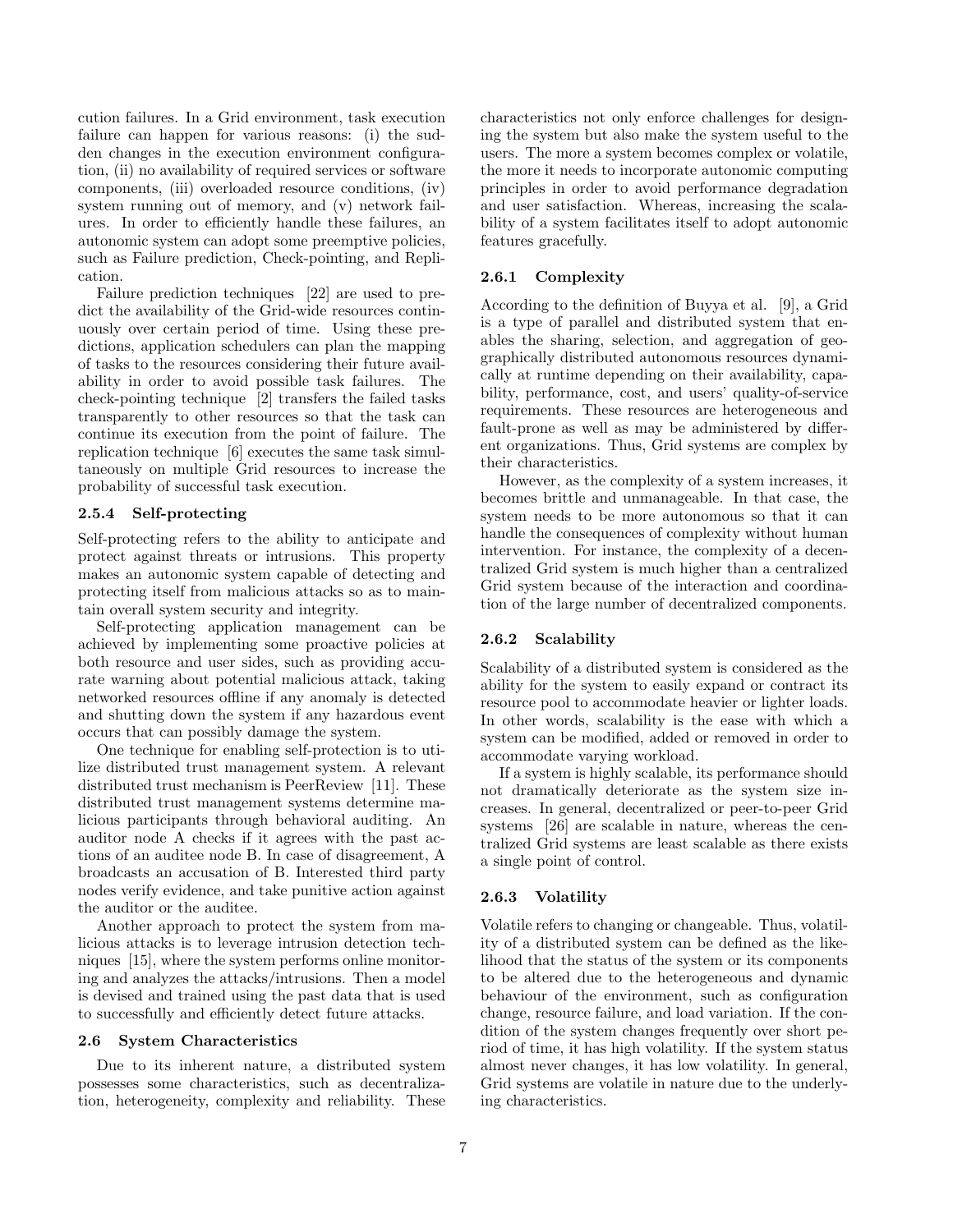cution failures. In a Grid environment, task execution failure can happen for various reasons: (i) the sudden changes in the execution environment configuration, (ii) no availability of required services or software components, (iii) overloaded resource conditions, (iv) system running out of memory, and (v) network failures. In order to efficiently handle these failures, an autonomic system can adopt some preemptive policies, such as Failure prediction, Check-pointing, and Replication.

Failure prediction techniques [22] are used to predict the availability of the Grid-wide resources continuously over certain period of time. Using these predictions, application schedulers can plan the mapping of tasks to the resources considering their future availability in order to avoid possible task failures. The check-pointing technique [2] transfers the failed tasks transparently to other resources so that the task can continue its execution from the point of failure. The replication technique [6] executes the same task simultaneously on multiple Grid resources to increase the probability of successful task execution.

#### 2.5.4 Self-protecting

Self-protecting refers to the ability to anticipate and protect against threats or intrusions. This property makes an autonomic system capable of detecting and protecting itself from malicious attacks so as to maintain overall system security and integrity.

Self-protecting application management can be achieved by implementing some proactive policies at both resource and user sides, such as providing accurate warning about potential malicious attack, taking networked resources offline if any anomaly is detected and shutting down the system if any hazardous event occurs that can possibly damage the system.

One technique for enabling self-protection is to utilize distributed trust management system. A relevant distributed trust mechanism is PeerReview [11]. These distributed trust management systems determine malicious participants through behavioral auditing. An auditor node A checks if it agrees with the past actions of an auditee node B. In case of disagreement, A broadcasts an accusation of B. Interested third party nodes verify evidence, and take punitive action against the auditor or the auditee.

Another approach to protect the system from malicious attacks is to leverage intrusion detection techniques [15], where the system performs online monitoring and analyzes the attacks/intrusions. Then a model is devised and trained using the past data that is used to successfully and efficiently detect future attacks.

### 2.6 System Characteristics

Due to its inherent nature, a distributed system possesses some characteristics, such as decentralization, heterogeneity, complexity and reliability. These characteristics not only enforce challenges for designing the system but also make the system useful to the users. The more a system becomes complex or volatile, the more it needs to incorporate autonomic computing principles in order to avoid performance degradation and user satisfaction. Whereas, increasing the scalability of a system facilitates itself to adopt autonomic features gracefully.

#### 2.6.1 Complexity

According to the definition of Buyya et al. [9], a Grid is a type of parallel and distributed system that enables the sharing, selection, and aggregation of geographically distributed autonomous resources dynamically at runtime depending on their availability, capability, performance, cost, and users' quality-of-service requirements. These resources are heterogeneous and fault-prone as well as may be administered by different organizations. Thus, Grid systems are complex by their characteristics.

However, as the complexity of a system increases, it becomes brittle and unmanageable. In that case, the system needs to be more autonomous so that it can handle the consequences of complexity without human intervention. For instance, the complexity of a decentralized Grid system is much higher than a centralized Grid system because of the interaction and coordination of the large number of decentralized components.

#### 2.6.2 Scalability

Scalability of a distributed system is considered as the ability for the system to easily expand or contract its resource pool to accommodate heavier or lighter loads. In other words, scalability is the ease with which a system can be modified, added or removed in order to accommodate varying workload.

If a system is highly scalable, its performance should not dramatically deteriorate as the system size increases. In general, decentralized or peer-to-peer Grid systems [26] are scalable in nature, whereas the centralized Grid systems are least scalable as there exists a single point of control.

#### 2.6.3 Volatility

Volatile refers to changing or changeable. Thus, volatility of a distributed system can be defined as the likelihood that the status of the system or its components to be altered due to the heterogeneous and dynamic behaviour of the environment, such as configuration change, resource failure, and load variation. If the condition of the system changes frequently over short period of time, it has high volatility. If the system status almost never changes, it has low volatility. In general, Grid systems are volatile in nature due to the underlying characteristics.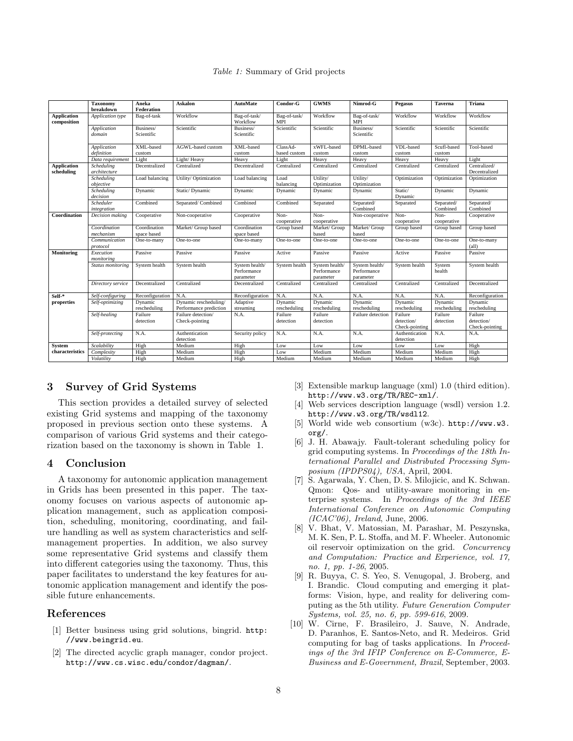*Table 1:* Summary of Grid projects

| | Taxonomy breakdown | Aneka Federation | Askalon | AutoMate | Condor-G | GWMS | Nimrod-G | Pegasus | Taverna | Triana |
|---|---|---|---|---|---|---|---|---|---|---|
| **Application composition** | *Application type* | Bag-of-task | Workflow | Bag-of-task/ Workflow | Bag-of-task/ MPI | Workflow | Bag-of-task/ MPI | Workflow | Workflow | Workflow |
| | *Application domain* | Business/ Scientific | Scientific | Business/ Scientific | Scientific | Scientific | Business/ Scientific | Scientific | Scientific | Scientific |
| | *Application definition* | XML-based custom | AGWL-based custom | XML-based custom | ClassAd-based custom | xWFL-based custom | DPML-based custom | VDL-based custom | Scufl-based custom | Tool-based |
| | *Data requirement* | Light | Light/ Heavy | Heavy | Light | Heavy | Heavy | Heavy | Heavy | Light |
| **Application scheduling** | *Scheduling architecture* | Decentralized | Centralized | Decentralized | Centralized | Centralized | Centralized | Centralized | Centralized | Centralized/ Decentralized |
| | *Scheduling objective* | Load balancing | Utility/ Optimization | Load balancing | Load balancing | Utility/ Optimization | Utility/ Optimization | Optimization | Optimization | Optimization |
| | *Scheduling decision* | Dynamic | Static/ Dynamic | Dynamic | Dynamic | Dynamic | Dynamic | Static/ Dynamic | Dynamic | Dynamic |
| | *Scheduler integration* | Combined | Separated/ Combined | Combined | Combined | Separated | Separated/ Combined | Separated | Separated/ Combined | Separated/ Combined |
| **Coordination** | *Decision making* | Cooperative | Non-cooperative | Cooperative | Non-cooperative | Non-cooperative | Non-cooperative | Non-cooperative | Non-cooperative | Cooperative |
| | *Coordination mechanism* | Coordination space based | Market/ Group based | Coordination space based | Group based | Market/ Group based | Market/ Group based | Group based | Group based | Group based |
| | *Communication protocol* | One-to-many | One-to-one | One-to-many | One-to-one | One-to-one | One-to-one | One-to-one | One-to-one | One-to-many (all) |
| **Monitoring** | *Execution monitoring* | Passive | Passive | Passive | Active | Passive | Passive | Active | Passive | Passive |
| | *Status monitoring* | System health | System health | System health/ Performance parameter | System health | System health/ Performance parameter | System health/ Performance parameter | System health | System health | System health |
| | *Directory service* | Decentralized | Centralized | Decentralized | Centralized | Centralized | Centralized | Centralized | Centralized | Decentralized |
| **Self-\* properties** | *Self-configuring* | Reconfiguration | N.A. | Reconfiguration | N.A. | N.A. | N.A. | N.A. | N.A. | Reconfiguration |
| | *Self-optimizing* | Dynamic rescheduling | Dynamic rescheduling/ Performance prediction | Adaptive streaming | Dynamic rescheduling | Dynamic rescheduling | Dynamic rescheduling | Dynamic rescheduling | Dynamic rescheduling | Dynamic rescheduling |
| | *Self-healing* | Failure detection | Failure detection/ Check-pointing | N.A. | Failure detection | Failure detection | Failure detection | Failure detection/ Check-pointing | Failure detection | Failure detection/ Check-pointing |
| | *Self-protecting* | N.A. | Authentication detection | Security policy | N.A. | N.A. | N.A. | Authentication detection | N.A. | N.A. |
| **System characteristics** | *Scalability* | High | Medium | High | Low | Low | Low | Low | Low | High |
| | *Complexity* | High | Medium | High | Low | Medium | Medium | Medium | Medium | High |
| | *Volatility* | High | Medium | High | Medium | Medium | Medium | Medium | Medium | High |

## 3 Survey of Grid Systems

This section provides a detailed survey of selected existing Grid systems and mapping of the taxonomy proposed in previous section onto these systems. A comparison of various Grid systems and their categorization based on the taxonomy is shown in Table 1.

## 4 Conclusion

A taxonomy for autonomic application management in Grids has been presented in this paper. The taxonomy focuses on various aspects of autonomic application management, such as application composition, scheduling, monitoring, coordinating, and failure handling as well as system characteristics and self-management properties. In addition, we also survey some representative Grid systems and classify them into different categories using the taxonomy. Thus, this paper facilitates to understand the key features for autonomic application management and identify the possible future enhancements.

## References

[1] Better business using grid solutions, bingrid. http://www.beingrid.eu.

[2] The directed acyclic graph manager, condor project. http://www.cs.wisc.edu/condor/dagman/.

[3] Extensible markup language (xml) 1.0 (third edition). http://www.w3.org/TR/REC-xml/.

[4] Web services description language (wsdl) version 1.2. http://www.w3.org/TR/wsdl12.

[5] World wide web consortium (w3c). http://www.w3.org/.

[6] J. H. Abawajy. Fault-tolerant scheduling policy for grid computing systems. In *Proceedings of the 18th International Parallel and Distributed Processing Symposium (IPDPS04), USA*, April, 2004.

[7] S. Agarwala, Y. Chen, D. S. Milojicic, and K. Schwan. Qmon: Qos- and utility-aware monitoring in enterprise systems. In *Proceedings of the 3rd IEEE International Conference on Autonomic Computing (ICAC'06), Ireland*, June, 2006.

[8] V. Bhat, V. Matossian, M. Parashar, M. Peszynska, M. K. Sen, P. L. Stoffa, and M. F. Wheeler. Autonomic oil reservoir optimization on the grid. *Concurrency and Computation: Practice and Experience, vol. 17, no. 1, pp. 1-26*, 2005.

[9] R. Buyya, C. S. Yeo, S. Venugopal, J. Broberg, and I. Brandic. Cloud computing and emerging it platforms: Vision, hype, and reality for delivering computing as the 5th utility. *Future Generation Computer Systems, vol. 25, no. 6, pp. 599-616*, 2009.

[10] W. Cirne, F. Brasileiro, J. Sauve, N. Andrade, D. Paranhos, E. Santos-Neto, and R. Medeiros. Grid computing for bag of tasks applications. In *Proceedings of the 3rd IFIP Conference on E-Commerce, E-Business and E-Government, Brazil*, September, 2003.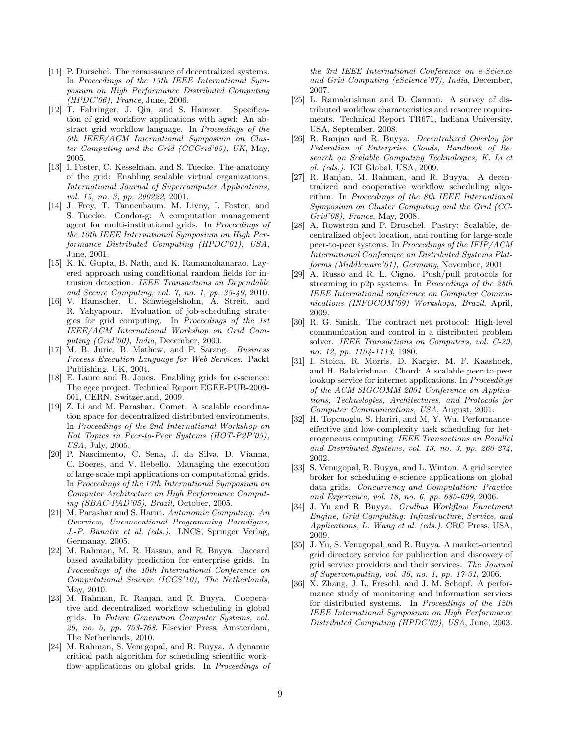[11] P. Durschel. The renaissance of decentralized systems. In *Proceedings of the 15th IEEE International Symposium on High Performance Distributed Computing (HPDC'06), France*, June, 2006.

[12] T. Fahringer, J. Qin, and S. Hainzer. Specification of grid workflow applications with agwl: An abstract grid workflow language. In *Proceedings of the 5th IEEE/ACM International Symposium on Cluster Computing and the Grid (CCGrid'05), UK*, May, 2005.

[13] I. Foster, C. Kesselman, and S. Tuecke. The anatomy of the grid: Enabling scalable virtual organizations. *International Journal of Supercomputer Applications, vol. 15, no. 3, pp. 200222*, 2001.

[14] J. Frey, T. Tannenbaum, M. Livny, I. Foster, and S. Tuecke. Condor-g: A computation management agent for multi-institutional grids. In *Proceedings of the 10th IEEE International Symposium on High Performance Distributed Computing (HPDC'01), USA*, June, 2001.

[15] K. K. Gupta, B. Nath, and K. Ramamohanarao. Layered approach using conditional random fields for intrusion detection. *IEEE Transactions on Dependable and Secure Computing, vol. 7, no. 1, pp. 35-49*, 2010.

[16] V. Hamscher, U. Schwiegelshohn, A. Streit, and R. Yahyapour. Evaluation of job-scheduling strategies for grid computing. In *Proceedings of the 1st IEEE/ACM International Workshop on Grid Computing (Grid'00), India*, December, 2000.

[17] M. B. Juric, B. Mathew, and P. Sarang. *Business Process Execution Language for Web Services*. Packt Publishing, UK, 2004.

[18] E. Laure and B. Jones. Enabling grids for e-science: The egee project. Technical Report EGEE-PUB-2009-001, CERN, Switzerland, 2009.

[19] Z. Li and M. Parashar. Comet: A scalable coordination space for decentralized distributed environments. In *Proceedings of the 2nd International Workshop on Hot Topics in Peer-to-Peer Systems (HOT-P2P'05), USA*, July, 2005.

[20] P. Nascimento, C. Sena, J. da Silva, D. Vianna, C. Boeres, and V. Rebello. Managing the execution of large scale mpi applications on computational grids. In *Proceedings of the 17th International Symposium on Computer Architecture on High Performance Computing (SBAC-PAD'05), Brazil*, October, 2005.

[21] M. Parashar and S. Hariri. *Autonomic Computing: An Overview, Unconventional Programming Paradigms, J.-P. Banatre et al. (eds.)*. LNCS, Springer Verlag, Germanay, 2005.

[22] M. Rahman, M. R. Hassan, and R. Buyya. Jaccard based availability prediction for enterprise grids. In *Proceedings of the 10th International Conference on Computational Science (ICCS'10), The Netherlands*, May, 2010.

[23] M. Rahman, R. Ranjan, and R. Buyya. Cooperative and decentralized workflow scheduling in global grids. In *Future Generation Computer Systems, vol. 26, no. 5, pp. 753-768*. Elsevier Press, Amsterdam, The Netherlands, 2010.

[24] M. Rahman, S. Venugopal, and R. Buyya. A dynamic critical path algorithm for scheduling scientific workflow applications on global grids. In *Proceedings of the 3rd IEEE International Conference on e-Science and Grid Computing (eScience'07), India*, December, 2007.

[25] L. Ramakrishnan and D. Gannon. A survey of distributed workflow characteristics and resource requirements. Technical Report TR671, Indiana University, USA, September, 2008.

[26] R. Ranjan and R. Buyya. *Decentralized Overlay for Federation of Enterprise Clouds, Handbook of Research on Scalable Computing Technologies, K. Li et al. (eds.)*. IGI Global, USA, 2009.

[27] R. Ranjan, M. Rahman, and R. Buyya. A decentralized and cooperative workflow scheduling algorithm. In *Proceedings of the 8th IEEE International Symposium on Cluster Computing and the Grid (CCGrid'08), France*, May, 2008.

[28] A. Rowstron and P. Druschel. Pastry: Scalable, decentralized object location, and routing for large-scale peer-to-peer systems. In *Proceedings of the IFIP/ACM International Conference on Distributed Systems Platforms (Middleware'01), Germany*, November, 2001.

[29] A. Russo and R. L. Cigno. Push/pull protocols for streaming in p2p systems. In *Proceedings of the 28th IEEE International conference on Computer Communications (INFOCOM'09) Workshops, Brazil*, April, 2009.

[30] R. G. Smith. The contract net protocol: High-level communication and control in a distributed problem solver. *IEEE Transactions on Computers, vol. C-29, no. 12, pp. 1104-1113*, 1980.

[31] I. Stoica, R. Morris, D. Karger, M. F. Kaashoek, and H. Balakrishnan. Chord: A scalable peer-to-peer lookup service for internet applications. In *Proceedings of the ACM SIGCOMM 2001 Conference on Applications, Technologies, Architectures, and Protocols for Computer Communications, USA*, August, 2001.

[32] H. Topcuoglu, S. Hariri, and M. Y. Wu. Performance-effective and low-complexity task scheduling for heterogeneous computing. *IEEE Transactions on Parallel and Distributed Systems, vol. 13, no. 3, pp. 260-274*, 2002.

[33] S. Venugopal, R. Buyya, and L. Winton. A grid service broker for scheduling e-science applications on global data grids. *Concurrency and Computation: Practice and Experience, vol. 18, no. 6, pp. 685-699*, 2006.

[34] J. Yu and R. Buyya. *Gridbus Workflow Enactment Engine, Grid Computing: Infrastructure, Service, and Applications, L. Wang et al. (eds.)*. CRC Press, USA, 2009.

[35] J. Yu, S. Venugopal, and R. Buyya. A market-oriented grid directory service for publication and discovery of grid service providers and their services. *The Journal of Supercomputing, vol. 36, no. 1, pp. 17-31*, 2006.

[36] X. Zhang, J. L. Freschl, and J. M. Schopf. A performance study of monitoring and information services for distributed systems. In *Proceedings of the 12th IEEE International Symposium on High Performance Distributed Computing (HPDC'03), USA*, June, 2003.